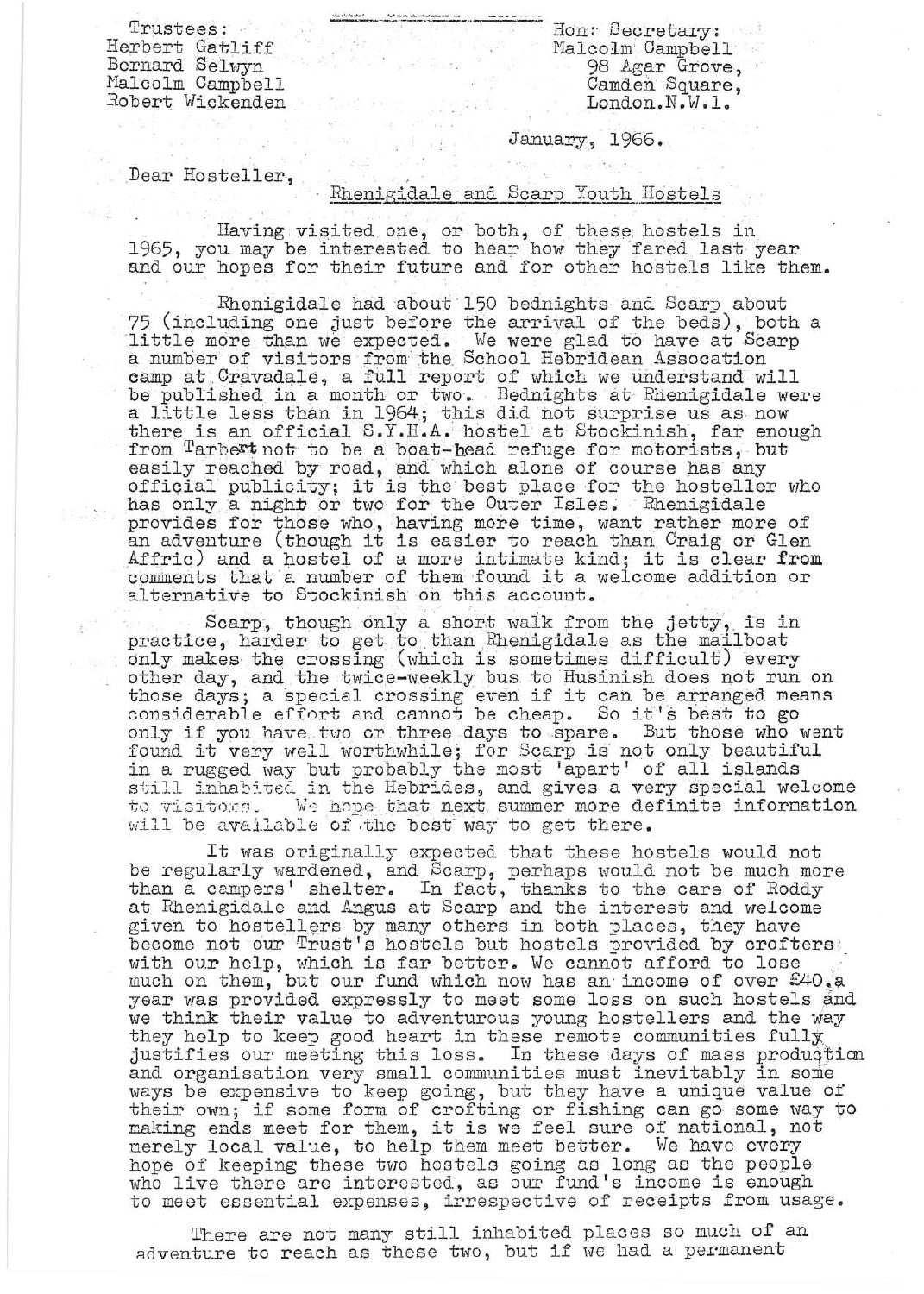Trustees:
Herbert Gatliff
Bernard Selwyn
Malcolm Campbell
Robert Wickenden

Hon: Secretary:
Malcolm Campbell
98 Agar Grove,
Camden Square,
London.N.W.1.

January, 1966.

Dear Hosteller,

Rhenigidale and Scarp Youth Hostels

Having visited one, or both, of these hostels in 1965, you may be interested to hear how they fared last year and our hopes for their future and for other hostels like them.

Rhenigidale had about 150 bednights and Scarp about 75 (including one just before the arrival of the beds), both a little more than we expected. We were glad to have at Scarp a number of visitors from the School Hebridean Assocation camp at Cravadale, a full report of which we understand will be published in a month or two. Bednights at Rhenigidale were a little less than in 1964; this did not surprise us as now there is an official S.Y.H.A. hostel at Stockinish, far enough from Tarbert not to be a boat-head refuge for motorists, but easily reached by road, and which alone of course has any official publicity; it is the best place for the hosteller who has only a night or two for the Outer Isles. Rhenigidale provides for those who, having more time, want rather more of an adventure (though it is easier to reach than Craig or Glen Affric) and a hostel of a more intimate kind; it is clear from comments that a number of them found it a welcome addition or alternative to Stockinish on this account.

Scarp, though only a short walk from the jetty, is in practice, harder to get to than Rhenigidale as the mailboat only makes the crossing (which is sometimes difficult) every other day, and the twice-weekly bus to Husinish does not run on those days; a special crossing even if it can be arranged means considerable effort and cannot be cheap. So it's best to go only if you have two or three days to spare. But those who went found it very well worthwhile; for Scarp is not only beautiful in a rugged way but probably the most 'apart' of all islands still inhabited in the Hebrides, and gives a very special welcome to visitors. We hope that next summer more definite information will be available of the best way to get there.

It was originally expected that these hostels would not be regularly wardened, and Scarp, perhaps would not be much more than a campers' shelter. In fact, thanks to the care of Roddy at Rhenigidale and Angus at Scarp and the interest and welcome given to hostellers by many others in both places, they have become not our Trust's hostels but hostels provided by crofters with our help, which is far better. We cannot afford to lose much on them, but our fund which now has an income of over £40 a year was provided expressly to meet some loss on such hostels and we think their value to adventurous young hostellers and the way they help to keep good heart in these remote communities fully justifies our meeting this loss. In these days of mass production and organisation very small communities must inevitably in some ways be expensive to keep going, but they have a unique value of their own; if some form of crofting or fishing can go some way to making ends meet for them, it is we feel sure of national, not merely local value, to help them meet better. We have every hope of keeping these two hostels going as long as the people who live there are interested, as our fund's income is enough to meet essential expenses, irrespective of receipts from usage.

There are not many still inhabited places so much of an adventure to reach as these two, but if we had a permanent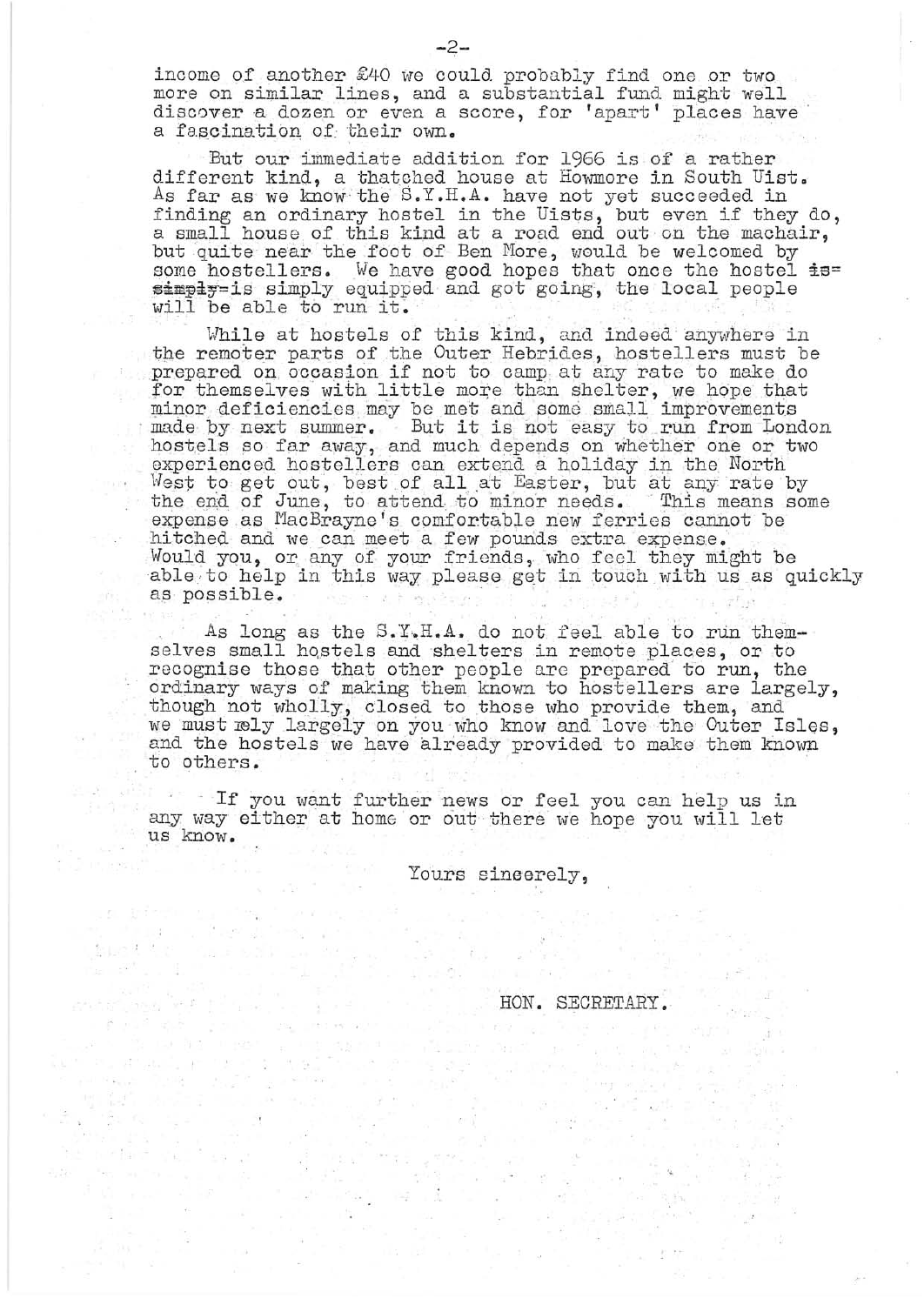income of another £40 we could probably find one or two more on similar lines, and a substantial fund might well discover a dozen or even a score, for 'apart' places have a fascination of their own.

But our immediate addition for 1966 is of a rather different kind, a thatched house at Howmore in South Uist. As far as we know the S.Y.H.A. have not yet succeeded in finding an ordinary hostel in the Uists, but even if they do, a small house of this kind at a road end out on the machair, but quite near the foot of Ben More, would be welcomed by some hostellers. We have good hopes that once the hostel ~~is simply~~ is simply equipped and got going, the local people will be able to run it.

While at hostels of this kind, and indeed anywhere in the remoter parts of the Outer Hebrides, hostellers must be prepared on occasion if not to camp at any rate to make do for themselves with little more than shelter, we hope that minor deficiencies may be met and some small improvements made by next summer. But it is not easy to run from London hostels so far away, and much depends on whether one or two experienced hostellers can extend a holiday in the North West to get out, best of all at Easter, but at any rate by the end of June, to attend to minor needs. This means some expense as MacBrayne's comfortable new ferries cannot be hitched and we can meet a few pounds extra expense. Would you, or any of your friends, who feel they might be able to help in this way please get in touch with us as quickly as possible.

As long as the S.Y.H.A. do not feel able to run themselves small hostels and shelters in remote places, or to recognise those that other people are prepared to run, the ordinary ways of making them known to hostellers are largely, though not wholly, closed to those who provide them, and we must rely largely on you who know and love the Outer Isles, and the hostels we have already provided to make them known to others.

If you want further news or feel you can help us in any way either at home or out there we hope you will let us know.

Yours sincerely,

HON. SECRETARY.